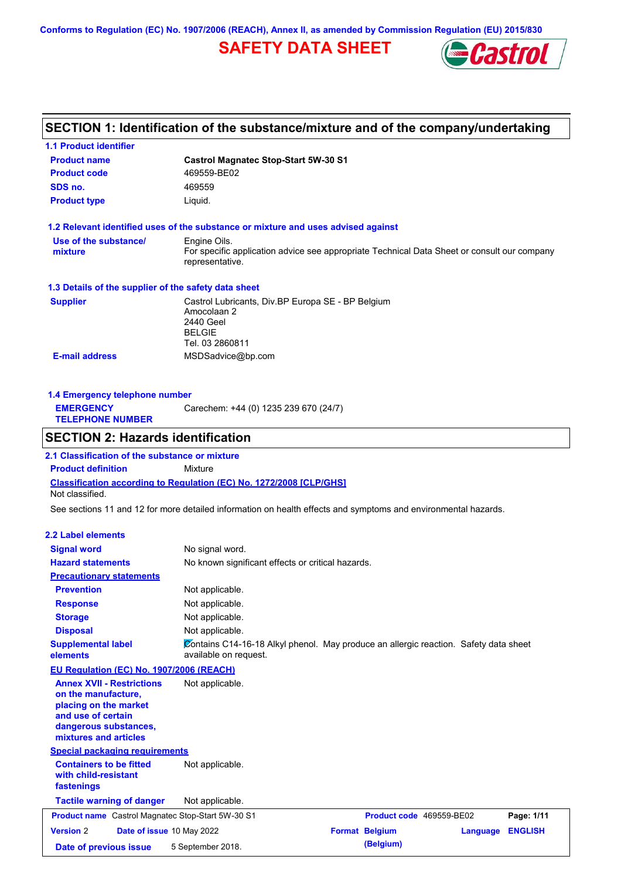Conforms to Regulation (EC) No. 1907/2006 (REACH), Annex II, as amended by Commission Regulation (EU) 2015/830

# SAFETY DATA SHEET

## SECTION 1: Identification of the substance/mixture and of the company/undertaking

### 1.1 Product identifier

| | |
|---|---|
| **Product name** | **Castrol Magnatec Stop-Start 5W-30 S1** |
| **Product code** | 469559-BE02 |
| **SDS no.** | 469559 |
| **Product type** | Liquid. |

### 1.2 Relevant identified uses of the substance or mixture and uses advised against

| | |
|---|---|
| **Use of the substance/ mixture** | Engine Oils. For specific application advice see appropriate Technical Data Sheet or consult our company representative. |

### 1.3 Details of the supplier of the safety data sheet

| | |
|---|---|
| **Supplier** | Castrol Lubricants, Div.BP Europa SE - BP Belgium<br>Amocolaan 2<br>2440 Geel<br>BELGIE<br>Tel. 03 2860811 |
| **E-mail address** | MSDSadvice@bp.com |

### 1.4 Emergency telephone number

| | |
|---|---|
| **EMERGENCY TELEPHONE NUMBER** | Carechem: +44 (0) 1235 239 670 (24/7) |

## SECTION 2: Hazards identification

### 2.1 Classification of the substance or mixture

| | |
|---|---|
| **Product definition** | Mixture |

**Classification according to Regulation (EC) No. 1272/2008 [CLP/GHS]**

Not classified.

See sections 11 and 12 for more detailed information on health effects and symptoms and environmental hazards.

### 2.2 Label elements

| | |
|---|---|
| **Signal word** | No signal word. |
| **Hazard statements** | No known significant effects or critical hazards. |
| **Precautionary statements** | |
| **Prevention** | Not applicable. |
| **Response** | Not applicable. |
| **Storage** | Not applicable. |
| **Disposal** | Not applicable. |
| **Supplemental label elements** | Contains C14-16-18 Alkyl phenol. May produce an allergic reaction. Safety data sheet available on request. |

**EU Regulation (EC) No. 1907/2006 (REACH)**

| | |
|---|---|
| **Annex XVII - Restrictions on the manufacture, placing on the market and use of certain dangerous substances, mixtures and articles** | Not applicable. |

**Special packaging requirements**

| | |
|---|---|
| **Containers to be fitted with child-resistant fastenings** | Not applicable. |
| **Tactile warning of danger** | Not applicable. |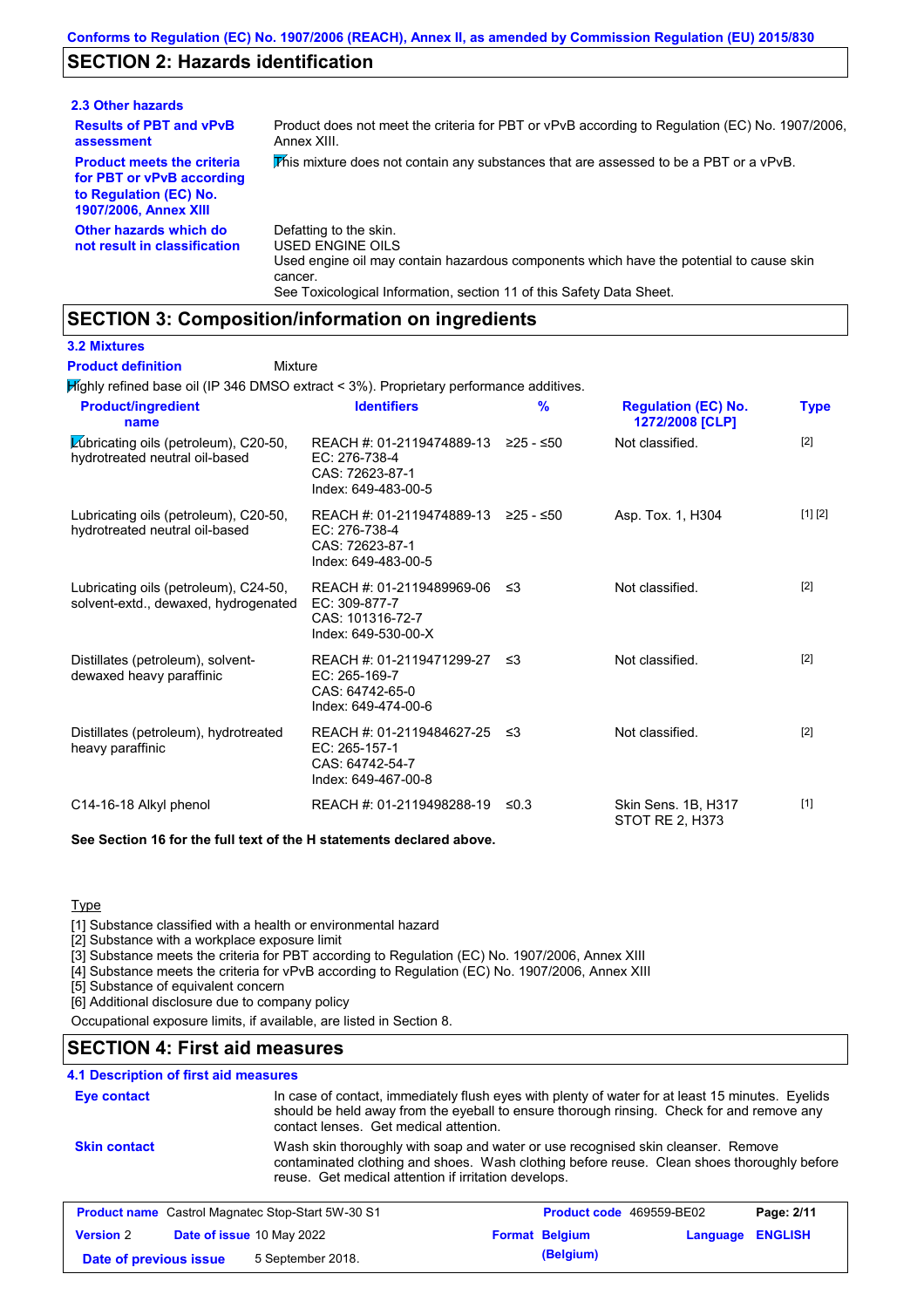Conforms to Regulation (EC) No. 1907/2006 (REACH), Annex II, as amended by Commission Regulation (EU) 2015/830

## SECTION 2: Hazards identification

### 2.3 Other hazards

**Results of PBT and vPvB assessment**: Product does not meet the criteria for PBT or vPvB according to Regulation (EC) No. 1907/2006, Annex XIII.

**Product meets the criteria for PBT or vPvB according to Regulation (EC) No. 1907/2006, Annex XIII**: This mixture does not contain any substances that are assessed to be a PBT or a vPvB.

**Other hazards which do not result in classification**: Defatting to the skin.
USED ENGINE OILS
Used engine oil may contain hazardous components which have the potential to cause skin cancer.
See Toxicological Information, section 11 of this Safety Data Sheet.

## SECTION 3: Composition/information on ingredients

### 3.2 Mixtures

**Product definition**: Mixture

Highly refined base oil (IP 346 DMSO extract < 3%). Proprietary performance additives.

| Product/ingredient name | Identifiers | % | Regulation (EC) No. 1272/2008 [CLP] | Type |
|---|---|---|---|---|
| Lubricating oils (petroleum), C20-50, hydrotreated neutral oil-based | REACH #: 01-2119474889-13<br>EC: 276-738-4<br>CAS: 72623-87-1<br>Index: 649-483-00-5 | ≥25 - ≤50 | Not classified. | [2] |
| Lubricating oils (petroleum), C20-50, hydrotreated neutral oil-based | REACH #: 01-2119474889-13<br>EC: 276-738-4<br>CAS: 72623-87-1<br>Index: 649-483-00-5 | ≥25 - ≤50 | Asp. Tox. 1, H304 | [1] [2] |
| Lubricating oils (petroleum), C24-50, solvent-extd., dewaxed, hydrogenated | REACH #: 01-2119489969-06<br>EC: 309-877-7<br>CAS: 101316-72-7<br>Index: 649-530-00-X | ≤3 | Not classified. | [2] |
| Distillates (petroleum), solvent-dewaxed heavy paraffinic | REACH #: 01-2119471299-27<br>EC: 265-169-7<br>CAS: 64742-65-0<br>Index: 649-474-00-6 | ≤3 | Not classified. | [2] |
| Distillates (petroleum), hydrotreated heavy paraffinic | REACH #: 01-2119484627-25<br>EC: 265-157-1<br>CAS: 64742-54-7<br>Index: 649-467-00-8 | ≤3 | Not classified. | [2] |
| C14-16-18 Alkyl phenol | REACH #: 01-2119498288-19 | ≤0.3 | Skin Sens. 1B, H317<br>STOT RE 2, H373 | [1] |

**See Section 16 for the full text of the H statements declared above.**

Type

[1] Substance classified with a health or environmental hazard
[2] Substance with a workplace exposure limit
[3] Substance meets the criteria for PBT according to Regulation (EC) No. 1907/2006, Annex XIII
[4] Substance meets the criteria for vPvB according to Regulation (EC) No. 1907/2006, Annex XIII
[5] Substance of equivalent concern
[6] Additional disclosure due to company policy

Occupational exposure limits, if available, are listed in Section 8.

## SECTION 4: First aid measures

### 4.1 Description of first aid measures

**Eye contact**: In case of contact, immediately flush eyes with plenty of water for at least 15 minutes. Eyelids should be held away from the eyeball to ensure thorough rinsing. Check for and remove any contact lenses. Get medical attention.

**Skin contact**: Wash skin thoroughly with soap and water or use recognised skin cleanser. Remove contaminated clothing and shoes. Wash clothing before reuse. Clean shoes thoroughly before reuse. Get medical attention if irritation develops.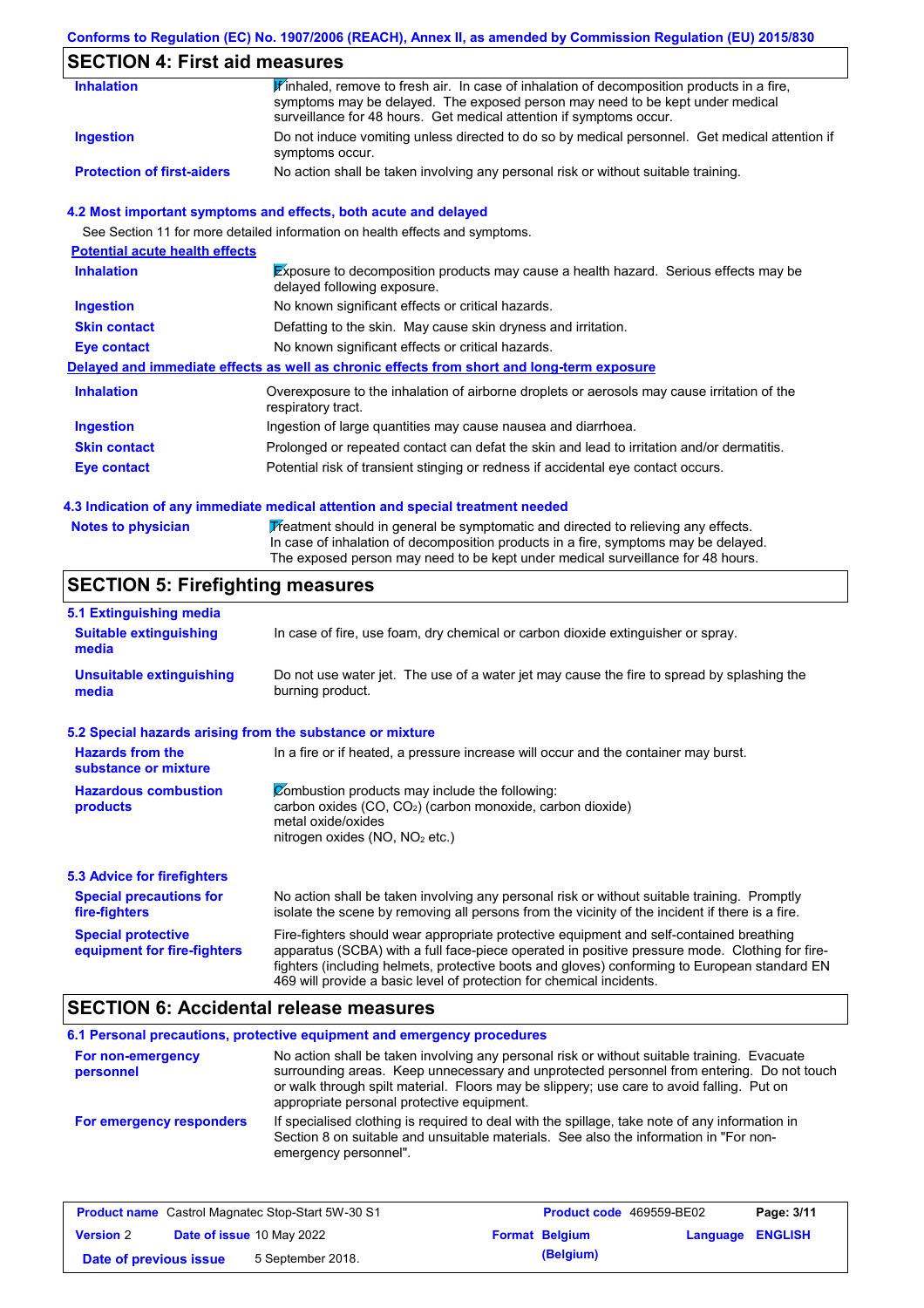## SECTION 4: First aid measures

| | |
|---|---|
| **Inhalation** | If inhaled, remove to fresh air. In case of inhalation of decomposition products in a fire, symptoms may be delayed. The exposed person may need to be kept under medical surveillance for 48 hours. Get medical attention if symptoms occur. |
| **Ingestion** | Do not induce vomiting unless directed to do so by medical personnel. Get medical attention if symptoms occur. |
| **Protection of first-aiders** | No action shall be taken involving any personal risk or without suitable training. |

### 4.2 Most important symptoms and effects, both acute and delayed

See Section 11 for more detailed information on health effects and symptoms.

**Potential acute health effects**

| | |
|---|---|
| **Inhalation** | Exposure to decomposition products may cause a health hazard. Serious effects may be delayed following exposure. |
| **Ingestion** | No known significant effects or critical hazards. |
| **Skin contact** | Defatting to the skin. May cause skin dryness and irritation. |
| **Eye contact** | No known significant effects or critical hazards. |

**Delayed and immediate effects as well as chronic effects from short and long-term exposure**

| | |
|---|---|
| **Inhalation** | Overexposure to the inhalation of airborne droplets or aerosols may cause irritation of the respiratory tract. |
| **Ingestion** | Ingestion of large quantities may cause nausea and diarrhoea. |
| **Skin contact** | Prolonged or repeated contact can defat the skin and lead to irritation and/or dermatitis. |
| **Eye contact** | Potential risk of transient stinging or redness if accidental eye contact occurs. |

### 4.3 Indication of any immediate medical attention and special treatment needed

| | |
|---|---|
| **Notes to physician** | Treatment should in general be symptomatic and directed to relieving any effects. In case of inhalation of decomposition products in a fire, symptoms may be delayed. The exposed person may need to be kept under medical surveillance for 48 hours. |

## SECTION 5: Firefighting measures

### 5.1 Extinguishing media

| | |
|---|---|
| **Suitable extinguishing media** | In case of fire, use foam, dry chemical or carbon dioxide extinguisher or spray. |
| **Unsuitable extinguishing media** | Do not use water jet. The use of a water jet may cause the fire to spread by splashing the burning product. |

### 5.2 Special hazards arising from the substance or mixture

| | |
|---|---|
| **Hazards from the substance or mixture** | In a fire or if heated, a pressure increase will occur and the container may burst. |
| **Hazardous combustion products** | Combustion products may include the following:<br>carbon oxides (CO, $CO_2$) (carbon monoxide, carbon dioxide)<br>metal oxide/oxides<br>nitrogen oxides (NO, $NO_2$ etc.) |

### 5.3 Advice for firefighters

| | |
|---|---|
| **Special precautions for fire-fighters** | No action shall be taken involving any personal risk or without suitable training. Promptly isolate the scene by removing all persons from the vicinity of the incident if there is a fire. |
| **Special protective equipment for fire-fighters** | Fire-fighters should wear appropriate protective equipment and self-contained breathing apparatus (SCBA) with a full face-piece operated in positive pressure mode. Clothing for fire-fighters (including helmets, protective boots and gloves) conforming to European standard EN 469 will provide a basic level of protection for chemical incidents. |

## SECTION 6: Accidental release measures

### 6.1 Personal precautions, protective equipment and emergency procedures

| | |
|---|---|
| **For non-emergency personnel** | No action shall be taken involving any personal risk or without suitable training. Evacuate surrounding areas. Keep unnecessary and unprotected personnel from entering. Do not touch or walk through spilt material. Floors may be slippery; use care to avoid falling. Put on appropriate personal protective equipment. |
| **For emergency responders** | If specialised clothing is required to deal with the spillage, take note of any information in Section 8 on suitable and unsuitable materials. See also the information in "For non-emergency personnel". |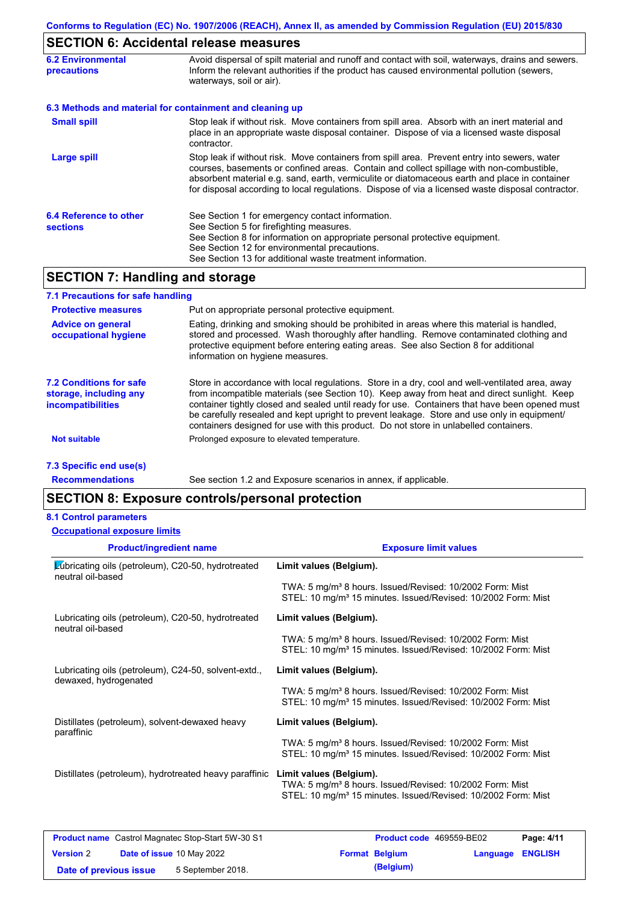Conforms to Regulation (EC) No. 1907/2006 (REACH), Annex II, as amended by Commission Regulation (EU) 2015/830

## SECTION 6: Accidental release measures

**6.2 Environmental precautions**

Avoid dispersal of spilt material and runoff and contact with soil, waterways, drains and sewers. Inform the relevant authorities if the product has caused environmental pollution (sewers, waterways, soil or air).

**6.3 Methods and material for containment and cleaning up**

**Small spill**

Stop leak if without risk. Move containers from spill area. Absorb with an inert material and place in an appropriate waste disposal container. Dispose of via a licensed waste disposal contractor.

**Large spill**

Stop leak if without risk. Move containers from spill area. Prevent entry into sewers, water courses, basements or confined areas. Contain and collect spillage with non-combustible, absorbent material e.g. sand, earth, vermiculite or diatomaceous earth and place in container for disposal according to local regulations. Dispose of via a licensed waste disposal contractor.

**6.4 Reference to other sections**

See Section 1 for emergency contact information.
See Section 5 for firefighting measures.
See Section 8 for information on appropriate personal protective equipment.
See Section 12 for environmental precautions.
See Section 13 for additional waste treatment information.

## SECTION 7: Handling and storage

**7.1 Precautions for safe handling**

**Protective measures**

Put on appropriate personal protective equipment.

**Advice on general occupational hygiene**

Eating, drinking and smoking should be prohibited in areas where this material is handled, stored and processed. Wash thoroughly after handling. Remove contaminated clothing and protective equipment before entering eating areas. See also Section 8 for additional information on hygiene measures.

**7.2 Conditions for safe storage, including any incompatibilities**

Store in accordance with local regulations. Store in a dry, cool and well-ventilated area, away from incompatible materials (see Section 10). Keep away from heat and direct sunlight. Keep container tightly closed and sealed until ready for use. Containers that have been opened must be carefully resealed and kept upright to prevent leakage. Store and use only in equipment/containers designed for use with this product. Do not store in unlabelled containers.

**Not suitable**

Prolonged exposure to elevated temperature.

**7.3 Specific end use(s)**

**Recommendations**

See section 1.2 and Exposure scenarios in annex, if applicable.

## SECTION 8: Exposure controls/personal protection

**8.1 Control parameters**

**Occupational exposure limits**

| Product/ingredient name | Exposure limit values |
|---|---|
| Lubricating oils (petroleum), C20-50, hydrotreated neutral oil-based | **Limit values (Belgium).**<br>TWA: 5 mg/m³ 8 hours. Issued/Revised: 10/2002 Form: Mist<br>STEL: 10 mg/m³ 15 minutes. Issued/Revised: 10/2002 Form: Mist |
| Lubricating oils (petroleum), C20-50, hydrotreated neutral oil-based | **Limit values (Belgium).**<br>TWA: 5 mg/m³ 8 hours. Issued/Revised: 10/2002 Form: Mist<br>STEL: 10 mg/m³ 15 minutes. Issued/Revised: 10/2002 Form: Mist |
| Lubricating oils (petroleum), C24-50, solvent-extd., dewaxed, hydrogenated | **Limit values (Belgium).**<br>TWA: 5 mg/m³ 8 hours. Issued/Revised: 10/2002 Form: Mist<br>STEL: 10 mg/m³ 15 minutes. Issued/Revised: 10/2002 Form: Mist |
| Distillates (petroleum), solvent-dewaxed heavy paraffinic | **Limit values (Belgium).**<br>TWA: 5 mg/m³ 8 hours. Issued/Revised: 10/2002 Form: Mist<br>STEL: 10 mg/m³ 15 minutes. Issued/Revised: 10/2002 Form: Mist |
| Distillates (petroleum), hydrotreated heavy paraffinic | **Limit values (Belgium).**<br>TWA: 5 mg/m³ 8 hours. Issued/Revised: 10/2002 Form: Mist<br>STEL: 10 mg/m³ 15 minutes. Issued/Revised: 10/2002 Form: Mist |

| | | | |
|---|---|---|---|
| **Product name** Castrol Magnatec Stop-Start 5W-30 S1 | | **Product code** 469559-BE02 | |
| **Version** 2 | **Date of issue** 10 May 2022 | **Format** Belgium (Belgium) | **Language** ENGLISH |
| **Date of previous issue** | 5 September 2018. | | |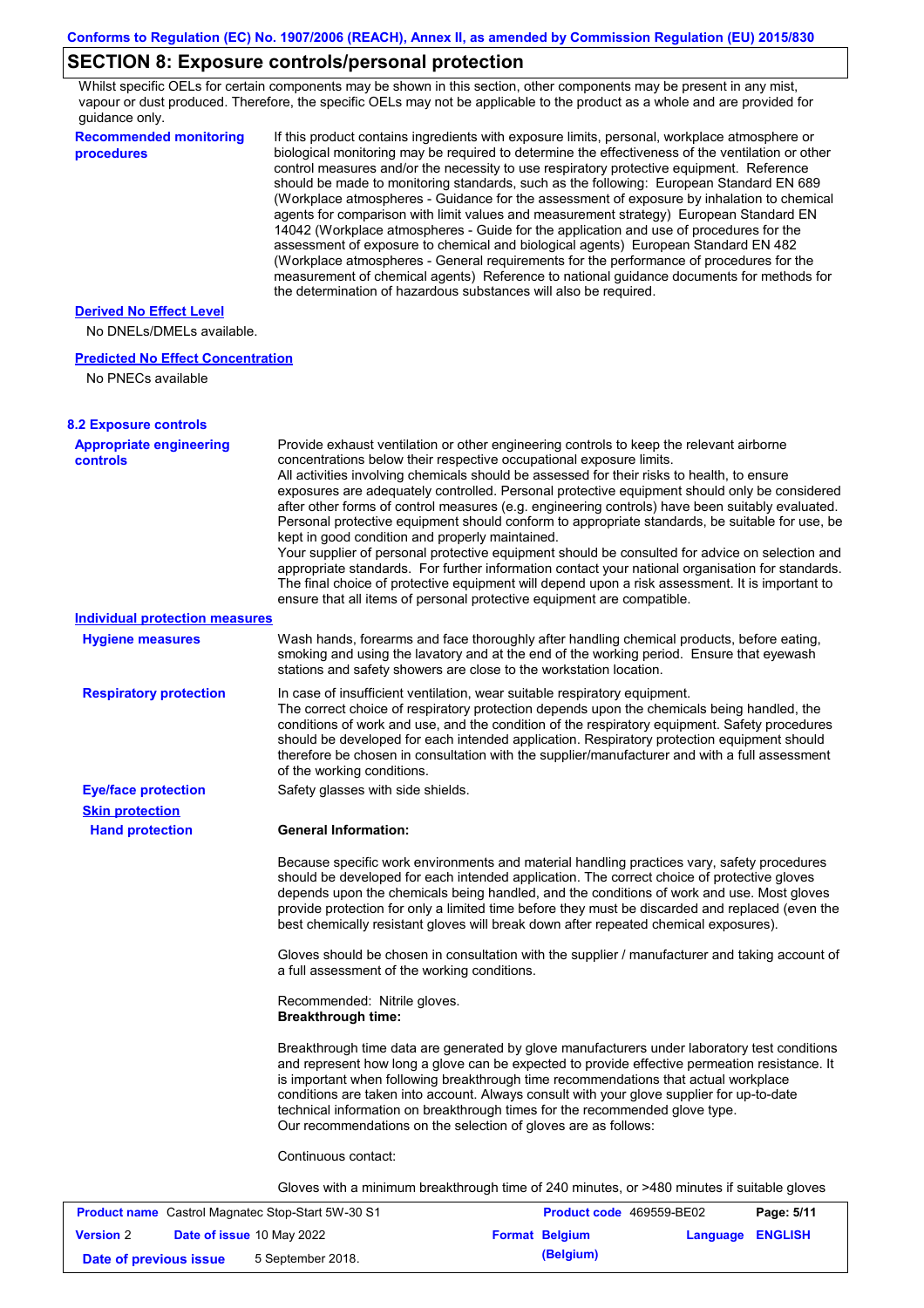## SECTION 8: Exposure controls/personal protection

Whilst specific OELs for certain components may be shown in this section, other components may be present in any mist, vapour or dust produced. Therefore, the specific OELs may not be applicable to the product as a whole and are provided for guidance only.

**Recommended monitoring procedures**

If this product contains ingredients with exposure limits, personal, workplace atmosphere or biological monitoring may be required to determine the effectiveness of the ventilation or other control measures and/or the necessity to use respiratory protective equipment. Reference should be made to monitoring standards, such as the following: European Standard EN 689 (Workplace atmospheres - Guidance for the assessment of exposure by inhalation to chemical agents for comparison with limit values and measurement strategy) European Standard EN 14042 (Workplace atmospheres - Guide for the application and use of procedures for the assessment of exposure to chemical and biological agents) European Standard EN 482 (Workplace atmospheres - General requirements for the performance of procedures for the measurement of chemical agents) Reference to national guidance documents for methods for the determination of hazardous substances will also be required.

**Derived No Effect Level**

No DNELs/DMELs available.

**Predicted No Effect Concentration**

No PNECs available

### 8.2 Exposure controls

**Appropriate engineering controls**

Provide exhaust ventilation or other engineering controls to keep the relevant airborne concentrations below their respective occupational exposure limits.
All activities involving chemicals should be assessed for their risks to health, to ensure exposures are adequately controlled. Personal protective equipment should only be considered after other forms of control measures (e.g. engineering controls) have been suitably evaluated. Personal protective equipment should conform to appropriate standards, be suitable for use, be kept in good condition and properly maintained.
Your supplier of personal protective equipment should be consulted for advice on selection and appropriate standards. For further information contact your national organisation for standards.
The final choice of protective equipment will depend upon a risk assessment. It is important to ensure that all items of personal protective equipment are compatible.

**Individual protection measures**

**Hygiene measures**

Wash hands, forearms and face thoroughly after handling chemical products, before eating, smoking and using the lavatory and at the end of the working period. Ensure that eyewash stations and safety showers are close to the workstation location.

**Respiratory protection**

In case of insufficient ventilation, wear suitable respiratory equipment.
The correct choice of respiratory protection depends upon the chemicals being handled, the conditions of work and use, and the condition of the respiratory equipment. Safety procedures should be developed for each intended application. Respiratory protection equipment should therefore be chosen in consultation with the supplier/manufacturer and with a full assessment of the working conditions.

**Eye/face protection**

Safety glasses with side shields.

**Skin protection**

**Hand protection**

**General Information:**

Because specific work environments and material handling practices vary, safety procedures should be developed for each intended application. The correct choice of protective gloves depends upon the chemicals being handled, and the conditions of work and use. Most gloves provide protection for only a limited time before they must be discarded and replaced (even the best chemically resistant gloves will break down after repeated chemical exposures).

Gloves should be chosen in consultation with the supplier / manufacturer and taking account of a full assessment of the working conditions.

Recommended: Nitrile gloves.
**Breakthrough time:**

Breakthrough time data are generated by glove manufacturers under laboratory test conditions and represent how long a glove can be expected to provide effective permeation resistance. It is important when following breakthrough time recommendations that actual workplace conditions are taken into account. Always consult with your glove supplier for up-to-date technical information on breakthrough times for the recommended glove type.
Our recommendations on the selection of gloves are as follows:

Continuous contact:

Gloves with a minimum breakthrough time of 240 minutes, or >480 minutes if suitable gloves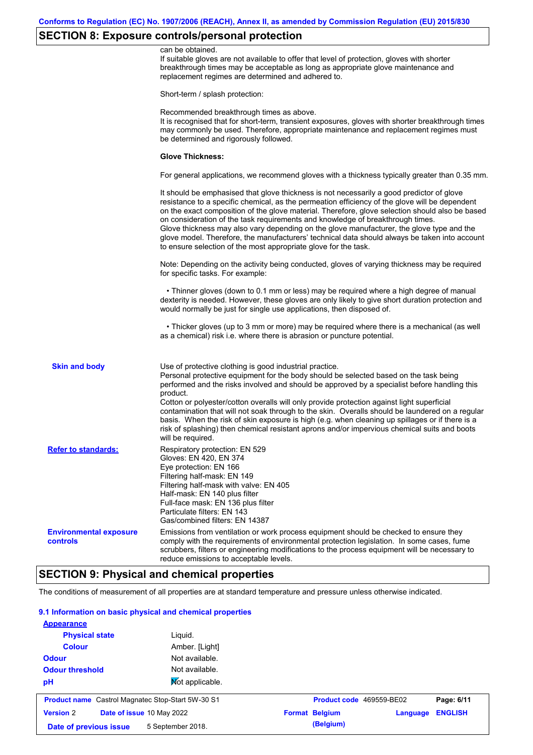## SECTION 8: Exposure controls/personal protection

can be obtained.
If suitable gloves are not available to offer that level of protection, gloves with shorter breakthrough times may be acceptable as long as appropriate glove maintenance and replacement regimes are determined and adhered to.

Short-term / splash protection:

Recommended breakthrough times as above.
It is recognised that for short-term, transient exposures, gloves with shorter breakthrough times may commonly be used. Therefore, appropriate maintenance and replacement regimes must be determined and rigorously followed.

**Glove Thickness:**

For general applications, we recommend gloves with a thickness typically greater than 0.35 mm.

It should be emphasised that glove thickness is not necessarily a good predictor of glove resistance to a specific chemical, as the permeation efficiency of the glove will be dependent on the exact composition of the glove material. Therefore, glove selection should also be based on consideration of the task requirements and knowledge of breakthrough times.
Glove thickness may also vary depending on the glove manufacturer, the glove type and the glove model. Therefore, the manufacturers' technical data should always be taken into account to ensure selection of the most appropriate glove for the task.

Note: Depending on the activity being conducted, gloves of varying thickness may be required for specific tasks. For example:

- Thinner gloves (down to 0.1 mm or less) may be required where a high degree of manual dexterity is needed. However, these gloves are only likely to give short duration protection and would normally be just for single use applications, then disposed of.

- Thicker gloves (up to 3 mm or more) may be required where there is a mechanical (as well as a chemical) risk i.e. where there is abrasion or puncture potential.

**Skin and body**

Use of protective clothing is good industrial practice.
Personal protective equipment for the body should be selected based on the task being performed and the risks involved and should be approved by a specialist before handling this product.
Cotton or polyester/cotton overalls will only provide protection against light superficial contamination that will not soak through to the skin. Overalls should be laundered on a regular basis. When the risk of skin exposure is high (e.g. when cleaning up spillages or if there is a risk of splashing) then chemical resistant aprons and/or impervious chemical suits and boots will be required.

**Refer to standards:**

Respiratory protection: EN 529
Gloves: EN 420, EN 374
Eye protection: EN 166
Filtering half-mask: EN 149
Filtering half-mask with valve: EN 405
Half-mask: EN 140 plus filter
Full-face mask: EN 136 plus filter
Particulate filters: EN 143
Gas/combined filters: EN 14387

**Environmental exposure controls**

Emissions from ventilation or work process equipment should be checked to ensure they comply with the requirements of environmental protection legislation. In some cases, fume scrubbers, filters or engineering modifications to the process equipment will be necessary to reduce emissions to acceptable levels.

## SECTION 9: Physical and chemical properties

The conditions of measurement of all properties are at standard temperature and pressure unless otherwise indicated.

### 9.1 Information on basic physical and chemical properties

**Appearance**

| | |
|---|---|
| **Physical state** | Liquid. |
| **Colour** | Amber. [Light] |
| **Odour** | Not available. |
| **Odour threshold** | Not available. |
| **pH** | Not applicable. |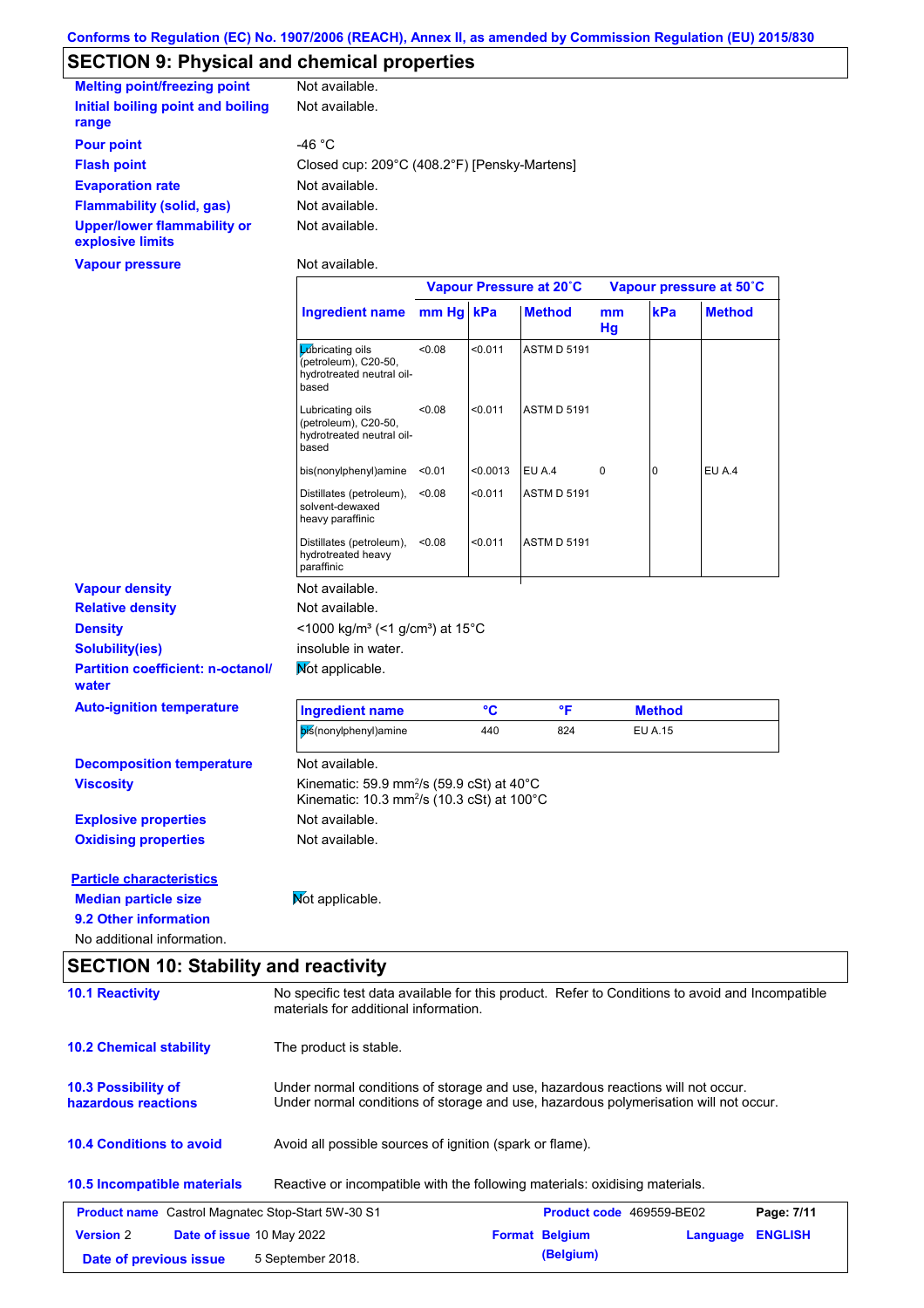Conforms to Regulation (EC) No. 1907/2006 (REACH), Annex II, as amended by Commission Regulation (EU) 2015/830

## SECTION 9: Physical and chemical properties

**Melting point/freezing point**: Not available.

**Initial boiling point and boiling range**: Not available.

**Pour point**: -46 °C

**Flash point**: Closed cup: 209°C (408.2°F) [Pensky-Martens]

**Evaporation rate**: Not available.

**Flammability (solid, gas)**: Not available.

**Upper/lower flammability or explosive limits**: Not available.

**Vapour pressure**: Not available.

| | Vapour Pressure at 20˚C | | | Vapour pressure at 50˚C | | |
|---|---|---|---|---|---|---|
| **Ingredient name** | **mm Hg** | **kPa** | **Method** | **mm Hg** | **kPa** | **Method** |
| Lubricating oils (petroleum), C20-50, hydrotreated neutral oil-based | <0.08 | <0.011 | ASTM D 5191 | | | |
| Lubricating oils (petroleum), C20-50, hydrotreated neutral oil-based | <0.08 | <0.011 | ASTM D 5191 | | | |
| bis(nonylphenyl)amine | <0.01 | <0.0013 | EU A.4 | 0 | 0 | EU A.4 |
| Distillates (petroleum), solvent-dewaxed heavy paraffinic | <0.08 | <0.011 | ASTM D 5191 | | | |
| Distillates (petroleum), hydrotreated heavy paraffinic | <0.08 | <0.011 | ASTM D 5191 | | | |

**Vapour density**: Not available.

**Relative density**: Not available.

**Density**: <1000 kg/m³ (<1 g/cm³) at 15°C

**Solubility(ies)**: insoluble in water.

**Partition coefficient: n-octanol/water**: Not applicable.

**Auto-ignition temperature**:

| Ingredient name | °C | °F | Method |
|---|---|---|---|
| bis(nonylphenyl)amine | 440 | 824 | EU A.15 |

**Decomposition temperature**: Not available.

**Viscosity**: Kinematic: 59.9 mm²/s (59.9 cSt) at 40°C
Kinematic: 10.3 mm²/s (10.3 cSt) at 100°C

**Explosive properties**: Not available.

**Oxidising properties**: Not available.

**Particle characteristics**

**Median particle size**: Not applicable.

**9.2 Other information**

No additional information.

## SECTION 10: Stability and reactivity

**10.1 Reactivity**: No specific test data available for this product. Refer to Conditions to avoid and Incompatible materials for additional information.

**10.2 Chemical stability**: The product is stable.

**10.3 Possibility of hazardous reactions**: Under normal conditions of storage and use, hazardous reactions will not occur.
Under normal conditions of storage and use, hazardous polymerisation will not occur.

**10.4 Conditions to avoid**: Avoid all possible sources of ignition (spark or flame).

**10.5 Incompatible materials**: Reactive or incompatible with the following materials: oxidising materials.

| **Product name** Castrol Magnatec Stop-Start 5W-30 S1 | **Product code** 469559-BE02 | **Page: 7/11** |
|---|---|---|
| **Version** 2 **Date of issue** 10 May 2022 | **Format Belgium (Belgium)** | **Language ENGLISH** |
| **Date of previous issue** 5 September 2018. | | |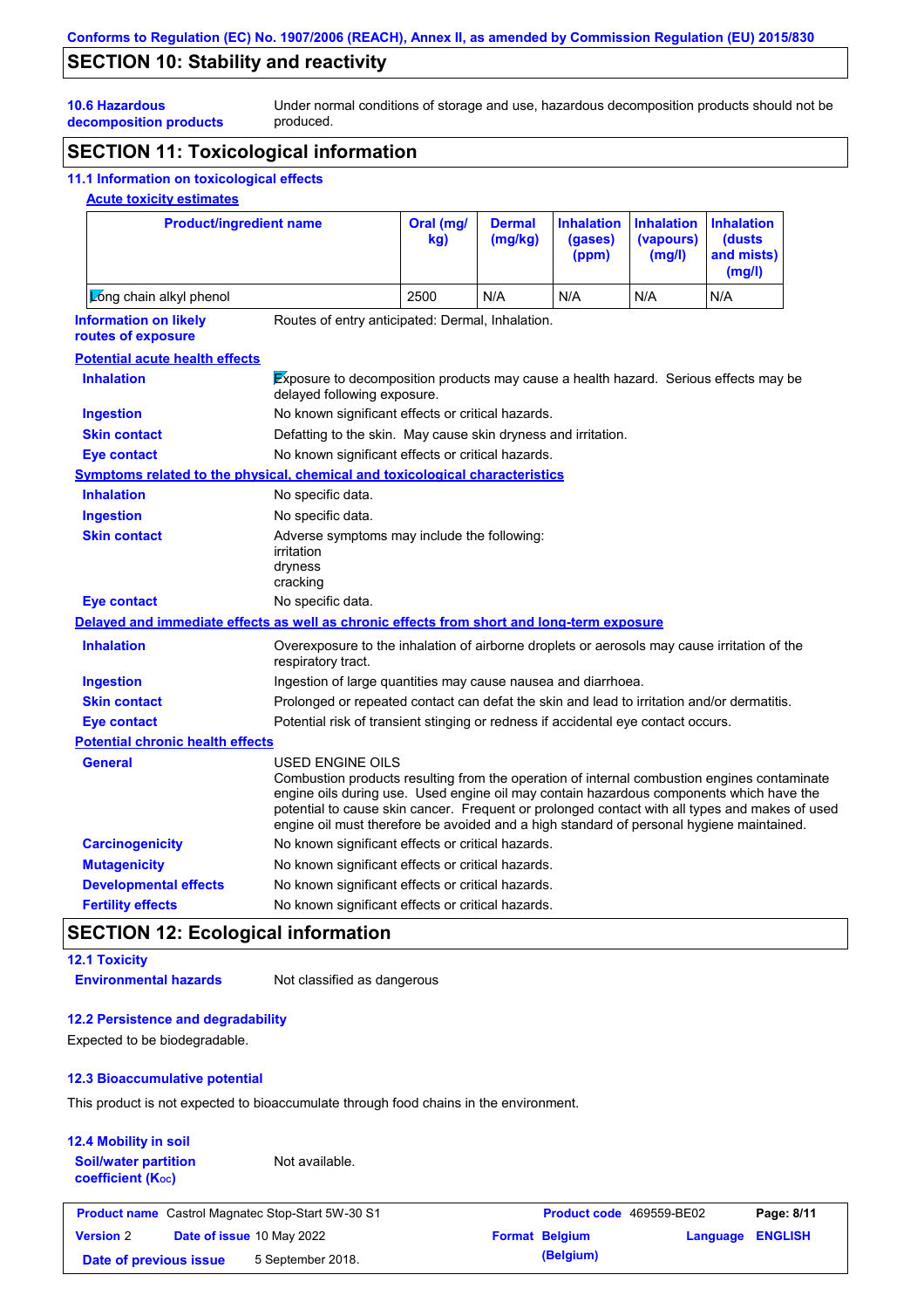## SECTION 10: Stability and reactivity

**10.6 Hazardous decomposition products**
Under normal conditions of storage and use, hazardous decomposition products should not be produced.

## SECTION 11: Toxicological information

### 11.1 Information on toxicological effects

**Acute toxicity estimates**

| Product/ingredient name | Oral (mg/kg) | Dermal (mg/kg) | Inhalation (gases) (ppm) | Inhalation (vapours) (mg/l) | Inhalation (dusts and mists) (mg/l) |
|---|---|---|---|---|---|
| Long chain alkyl phenol | 2500 | N/A | N/A | N/A | N/A |

**Information on likely routes of exposure**
Routes of entry anticipated: Dermal, Inhalation.

**Potential acute health effects**

**Inhalation**
Exposure to decomposition products may cause a health hazard. Serious effects may be delayed following exposure.

**Ingestion**
No known significant effects or critical hazards.

**Skin contact**
Defatting to the skin. May cause skin dryness and irritation.

**Eye contact**
No known significant effects or critical hazards.

**Symptoms related to the physical, chemical and toxicological characteristics**

**Inhalation**
No specific data.

**Ingestion**
No specific data.

**Skin contact**
Adverse symptoms may include the following:
irritation
dryness
cracking

**Eye contact**
No specific data.

**Delayed and immediate effects as well as chronic effects from short and long-term exposure**

**Inhalation**
Overexposure to the inhalation of airborne droplets or aerosols may cause irritation of the respiratory tract.

**Ingestion**
Ingestion of large quantities may cause nausea and diarrhoea.

**Skin contact**
Prolonged or repeated contact can defat the skin and lead to irritation and/or dermatitis.

**Eye contact**
Potential risk of transient stinging or redness if accidental eye contact occurs.

**Potential chronic health effects**

**General**
USED ENGINE OILS
Combustion products resulting from the operation of internal combustion engines contaminate engine oils during use. Used engine oil may contain hazardous components which have the potential to cause skin cancer. Frequent or prolonged contact with all types and makes of used engine oil must therefore be avoided and a high standard of personal hygiene maintained.

**Carcinogenicity**
No known significant effects or critical hazards.

**Mutagenicity**
No known significant effects or critical hazards.

**Developmental effects**
No known significant effects or critical hazards.

**Fertility effects**
No known significant effects or critical hazards.

## SECTION 12: Ecological information

### 12.1 Toxicity

**Environmental hazards**
Not classified as dangerous

### 12.2 Persistence and degradability

Expected to be biodegradable.

### 12.3 Bioaccumulative potential

This product is not expected to bioaccumulate through food chains in the environment.

### 12.4 Mobility in soil

**Soil/water partition coefficient ($K_{OC}$)**
Not available.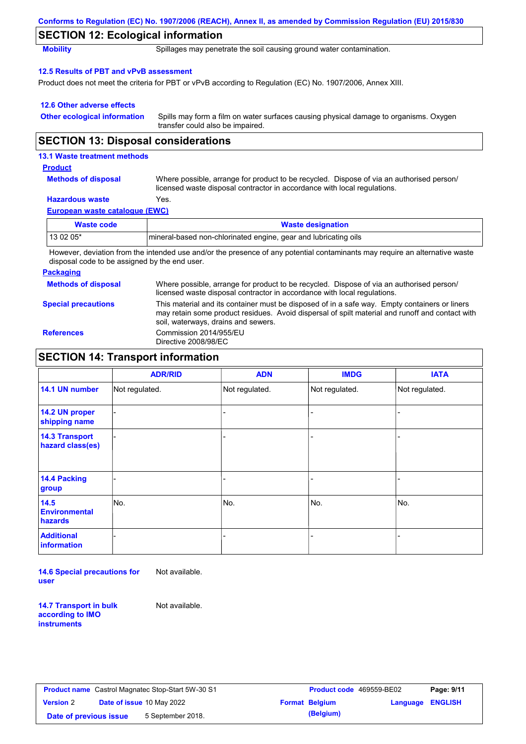Conforms to Regulation (EC) No. 1907/2006 (REACH), Annex II, as amended by Commission Regulation (EU) 2015/830

## SECTION 12: Ecological information

**Mobility** Spillages may penetrate the soil causing ground water contamination.

### 12.5 Results of PBT and vPvB assessment

Product does not meet the criteria for PBT or vPvB according to Regulation (EC) No. 1907/2006, Annex XIII.

### 12.6 Other adverse effects

**Other ecological information** Spills may form a film on water surfaces causing physical damage to organisms. Oxygen transfer could also be impaired.

## SECTION 13: Disposal considerations

### 13.1 Waste treatment methods

**Product**

**Methods of disposal** Where possible, arrange for product to be recycled. Dispose of via an authorised person/ licensed waste disposal contractor in accordance with local regulations.

**Hazardous waste** Yes.

**European waste catalogue (EWC)**

| Waste code | Waste designation |
|---|---|
| 13 02 05* | mineral-based non-chlorinated engine, gear and lubricating oils |

However, deviation from the intended use and/or the presence of any potential contaminants may require an alternative waste disposal code to be assigned by the end user.

**Packaging**

**Methods of disposal** Where possible, arrange for product to be recycled. Dispose of via an authorised person/ licensed waste disposal contractor in accordance with local regulations.

**Special precautions** This material and its container must be disposed of in a safe way. Empty containers or liners may retain some product residues. Avoid dispersal of spilt material and runoff and contact with soil, waterways, drains and sewers.

**References** Commission 2014/955/EU
Directive 2008/98/EC

## SECTION 14: Transport information

| | ADR/RID | ADN | IMDG | IATA |
|---|---|---|---|---|
| 14.1 UN number | Not regulated. | Not regulated. | Not regulated. | Not regulated. |
| 14.2 UN proper shipping name | - | - | - | - |
| 14.3 Transport hazard class(es) | - | - | - | - |
| 14.4 Packing group | - | - | - | - |
| 14.5 Environmental hazards | No. | No. | No. | No. |
| Additional information | - | - | - | - |

**14.6 Special precautions for user** Not available.

**14.7 Transport in bulk according to IMO instruments** Not available.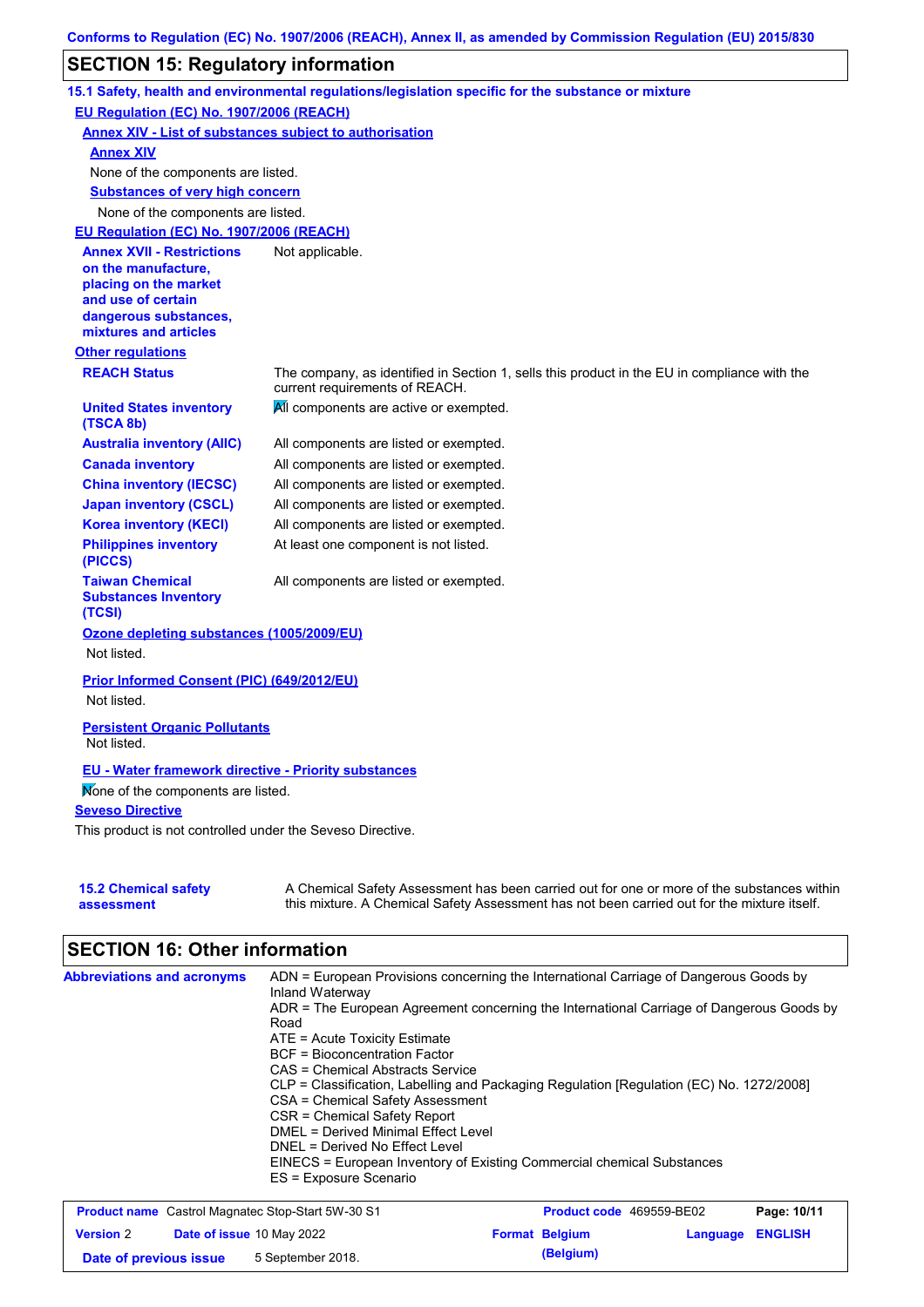Conforms to Regulation (EC) No. 1907/2006 (REACH), Annex II, as amended by Commission Regulation (EU) 2015/830

## SECTION 15: Regulatory information

**15.1 Safety, health and environmental regulations/legislation specific for the substance or mixture**

**EU Regulation (EC) No. 1907/2006 (REACH)**

**Annex XIV - List of substances subject to authorisation**

**Annex XIV**

None of the components are listed.

**Substances of very high concern**

None of the components are listed.

**EU Regulation (EC) No. 1907/2006 (REACH)**

| | |
|---|---|
| **Annex XVII - Restrictions on the manufacture, placing on the market and use of certain dangerous substances, mixtures and articles** | Not applicable. |

**Other regulations**

| | |
|---|---|
| **REACH Status** | The company, as identified in Section 1, sells this product in the EU in compliance with the current requirements of REACH. |
| **United States inventory (TSCA 8b)** | All components are active or exempted. |
| **Australia inventory (AIIC)** | All components are listed or exempted. |
| **Canada inventory** | All components are listed or exempted. |
| **China inventory (IECSC)** | All components are listed or exempted. |
| **Japan inventory (CSCL)** | All components are listed or exempted. |
| **Korea inventory (KECI)** | All components are listed or exempted. |
| **Philippines inventory (PICCS)** | At least one component is not listed. |
| **Taiwan Chemical Substances Inventory (TCSI)** | All components are listed or exempted. |

**Ozone depleting substances (1005/2009/EU)**

Not listed.

**Prior Informed Consent (PIC) (649/2012/EU)**

Not listed.

**Persistent Organic Pollutants**

Not listed.

**EU - Water framework directive - Priority substances**

None of the components are listed.

**Seveso Directive**

This product is not controlled under the Seveso Directive.

| | |
|---|---|
| **15.2 Chemical safety assessment** | A Chemical Safety Assessment has been carried out for one or more of the substances within this mixture. A Chemical Safety Assessment has not been carried out for the mixture itself. |

## SECTION 16: Other information

**Abbreviations and acronyms**

ADN = European Provisions concerning the International Carriage of Dangerous Goods by Inland Waterway
ADR = The European Agreement concerning the International Carriage of Dangerous Goods by Road
ATE = Acute Toxicity Estimate
BCF = Bioconcentration Factor
CAS = Chemical Abstracts Service
CLP = Classification, Labelling and Packaging Regulation [Regulation (EC) No. 1272/2008]
CSA = Chemical Safety Assessment
CSR = Chemical Safety Report
DMEL = Derived Minimal Effect Level
DNEL = Derived No Effect Level
EINECS = European Inventory of Existing Commercial chemical Substances
ES = Exposure Scenario

| | | | |
|---|---|---|---|
| **Product name** Castrol Magnatec Stop-Start 5W-30 S1 | | **Product code** 469559-BE02 | |
| **Version** 2 | **Date of issue** 10 May 2022 | **Format** Belgium (Belgium) | **Language** ENGLISH |
| **Date of previous issue** | 5 September 2018. | | |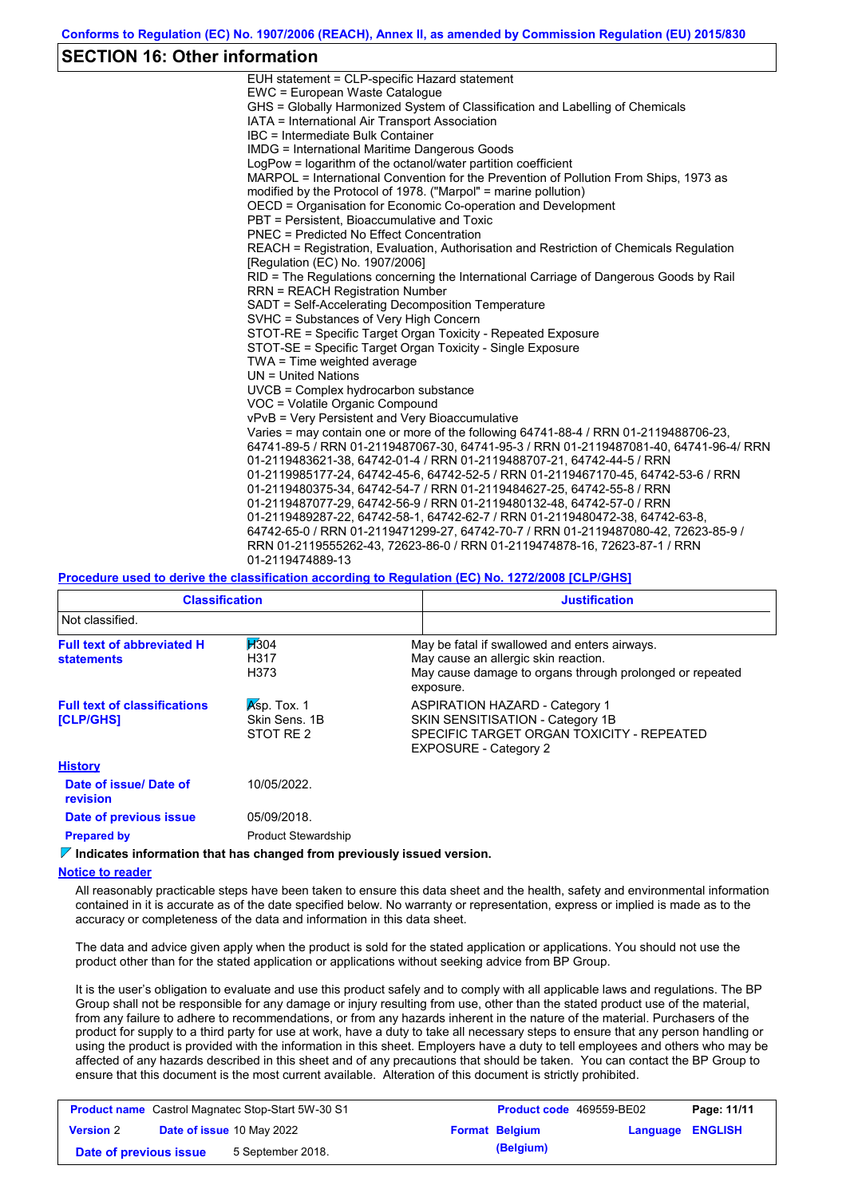## SECTION 16: Other information

EUH statement = CLP-specific Hazard statement
EWC = European Waste Catalogue
GHS = Globally Harmonized System of Classification and Labelling of Chemicals
IATA = International Air Transport Association
IBC = Intermediate Bulk Container
IMDG = International Maritime Dangerous Goods
LogPow = logarithm of the octanol/water partition coefficient
MARPOL = International Convention for the Prevention of Pollution From Ships, 1973 as modified by the Protocol of 1978. ("Marpol" = marine pollution)
OECD = Organisation for Economic Co-operation and Development
PBT = Persistent, Bioaccumulative and Toxic
PNEC = Predicted No Effect Concentration
REACH = Registration, Evaluation, Authorisation and Restriction of Chemicals Regulation [Regulation (EC) No. 1907/2006]
RID = The Regulations concerning the International Carriage of Dangerous Goods by Rail
RRN = REACH Registration Number
SADT = Self-Accelerating Decomposition Temperature
SVHC = Substances of Very High Concern
STOT-RE = Specific Target Organ Toxicity - Repeated Exposure
STOT-SE = Specific Target Organ Toxicity - Single Exposure
TWA = Time weighted average
UN = United Nations
UVCB = Complex hydrocarbon substance
VOC = Volatile Organic Compound
vPvB = Very Persistent and Very Bioaccumulative
Varies = may contain one or more of the following 64741-88-4 / RRN 01-2119488706-23, 64741-89-5 / RRN 01-2119487067-30, 64741-95-3 / RRN 01-2119487081-40, 64741-96-4/ RRN 01-2119483621-38, 64742-01-4 / RRN 01-2119488707-21, 64742-44-5 / RRN 01-2119985177-24, 64742-45-6, 64742-52-5 / RRN 01-2119467170-45, 64742-53-6 / RRN 01-2119480375-34, 64742-54-7 / RRN 01-2119484627-25, 64742-55-8 / RRN 01-2119487077-29, 64742-56-9 / RRN 01-2119480132-48, 64742-57-0 / RRN 01-2119489287-22, 64742-58-1, 64742-62-7 / RRN 01-2119480472-38, 64742-63-8, 64742-65-0 / RRN 01-2119471299-27, 64742-70-7 / RRN 01-2119487080-42, 72623-85-9 / RRN 01-2119555262-43, 72623-86-0 / RRN 01-2119474878-16, 72623-87-1 / RRN 01-2119474889-13

**Procedure used to derive the classification according to Regulation (EC) No. 1272/2008 [CLP/GHS]**

| Classification | Justification |
|---|---|
| Not classified. | |

**Full text of abbreviated H statements**

| | |
|---|---|
| H304 | May be fatal if swallowed and enters airways. |
| H317 | May cause an allergic skin reaction. |
| H373 | May cause damage to organs through prolonged or repeated exposure. |

**Full text of classifications [CLP/GHS]**

| | |
|---|---|
| Asp. Tox. 1 | ASPIRATION HAZARD - Category 1 |
| Skin Sens. 1B | SKIN SENSITISATION - Category 1B |
| STOT RE 2 | SPECIFIC TARGET ORGAN TOXICITY - REPEATED EXPOSURE - Category 2 |

**History**

**Date of issue/ Date of revision** 10/05/2022.

**Date of previous issue** 05/09/2018.

**Prepared by** Product Stewardship

**Indicates information that has changed from previously issued version.**

**Notice to reader**

All reasonably practicable steps have been taken to ensure this data sheet and the health, safety and environmental information contained in it is accurate as of the date specified below. No warranty or representation, express or implied is made as to the accuracy or completeness of the data and information in this data sheet.

The data and advice given apply when the product is sold for the stated application or applications. You should not use the product other than for the stated application or applications without seeking advice from BP Group.

It is the user's obligation to evaluate and use this product safely and to comply with all applicable laws and regulations. The BP Group shall not be responsible for any damage or injury resulting from use, other than the stated product use of the material, from any failure to adhere to recommendations, or from any hazards inherent in the nature of the material. Purchasers of the product for supply to a third party for use at work, have a duty to take all necessary steps to ensure that any person handling or using the product is provided with the information in this sheet. Employers have a duty to tell employees and others who may be affected of any hazards described in this sheet and of any precautions that should be taken. You can contact the BP Group to ensure that this document is the most current available. Alteration of this document is strictly prohibited.